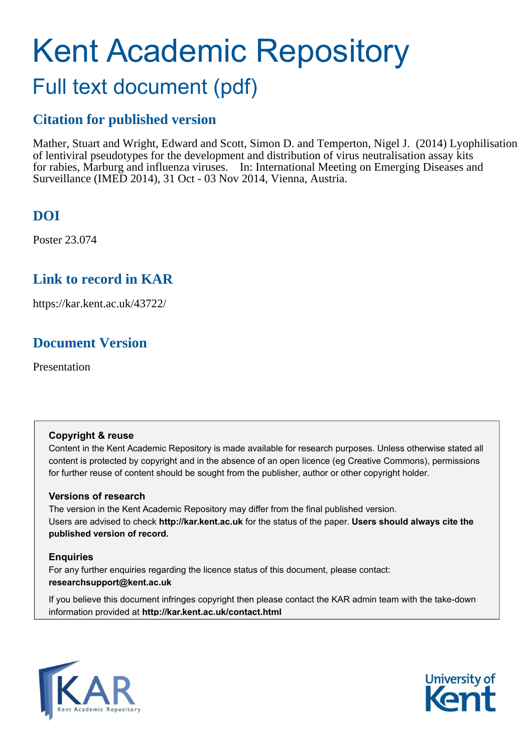# Kent Academic Repository

## Full text document (pdf)

### Citation for published version

Mather, Stuart and Wright, Edward and Scott, Simon D. and Temperton, Nigel J. (2014) Lyophilisation of lentiviral pseudotypes for the development and distribution of virus neutralisation assay kits for rabies, Marburg and influenza viruses. In: International Meeting on Emerging Diseases and Surveillance (IMED 2014), 31 Oct - 03 Nov 2014, Vienna, Austria.

### DOI

Poster 23.074

### Link to record in KAR

https://kar.kent.ac.uk/43722/

### Document Version

Presentation

**Copyright & reuse**

Content in the Kent Academic Repository is made available for research purposes. Unless otherwise stated all content is protected by copyright and in the absence of an open licence (eg Creative Commons), permissions for further reuse of content should be sought from the publisher, author or other copyright holder.

**Versions of research**

The version in the Kent Academic Repository may differ from the final published version.
Users are advised to check **http://kar.kent.ac.uk** for the status of the paper. **Users should always cite the published version of record.**

**Enquiries**

For any further enquiries regarding the licence status of this document, please contact:
**researchsupport@kent.ac.uk**

If you believe this document infringes copyright then please contact the KAR admin team with the take-down information provided at **http://kar.kent.ac.uk/contact.html**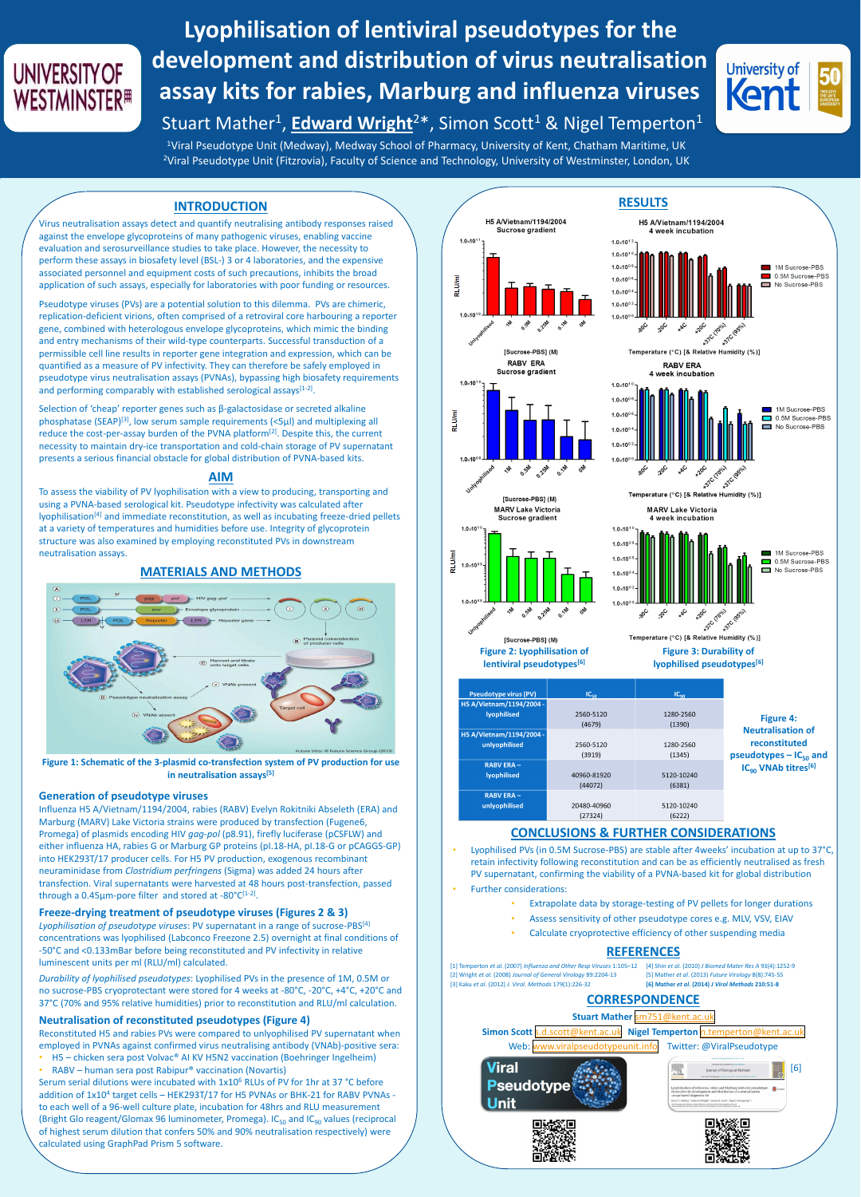# Lyophilisation of lentiviral pseudotypes for the development and distribution of virus neutralisation assay kits for rabies, Marburg and influenza viruses

Stuart Mather[1], **Edward Wright**[2]*, Simon Scott[1] & Nigel Temperton[1]

[1]Viral Pseudotype Unit (Medway), Medway School of Pharmacy, University of Kent, Chatham Maritime, UK
[2]Viral Pseudotype Unit (Fitzrovia), Faculty of Science and Technology, University of Westminster, London, UK

## INTRODUCTION

Virus neutralisation assays detect and quantify neutralising antibody responses raised against the envelope glycoproteins of many pathogenic viruses, enabling vaccine evaluation and serosurveillance studies to take place. However, the necessity to perform these assays in biosafety level (BSL-) 3 or 4 laboratories, and the expensive associated personnel and equipment costs of such precautions, inhibits the broad application of such assays, especially for laboratories with poor funding or resources.

Pseudotype viruses (PVs) are a potential solution to this dilemma. PVs are chimeric, replication-deficient virions, often comprised of a retroviral core harbouring a reporter gene, combined with heterologous envelope glycoproteins, which mimic the binding and entry mechanisms of their wild-type counterparts. Successful transduction of a permissible cell line results in reporter gene integration and expression, which can be quantified as a measure of PV infectivity. They can therefore be safely employed in pseudotype virus neutralisation assays (PVNAs), bypassing high biosafety requirements and performing comparably with established serological assays[1-2].

Selection of 'cheap' reporter genes such as β-galactosidase or secreted alkaline phosphatase (SEAP)[3], low serum sample requirements (<5µl) and multiplexing all reduce the cost-per-assay burden of the PVNA platform[2]. Despite this, the current necessity to maintain dry-ice transportation and cold-chain storage of PV supernatant presents a serious financial obstacle for global distribution of PVNA-based kits.

## AIM

To assess the viability of PV lyophilisation with a view to producing, transporting and using a PVNA-based serological kit. Pseudotype infectivity was calculated after lyophilisation[4] and immediate reconstitution, as well as incubating freeze-dried pellets at a variety of temperatures and humidities before use. Integrity of glycoprotein structure was also examined by employing reconstituted PVs in downstream neutralisation assays.

## MATERIALS AND METHODS

Figure 1: Schematic of the 3-plasmid co-transfection system of PV production for use in neutralisation assays[5]

### Generation of pseudotype viruses

Influenza H5 A/Vietnam/1194/2004, rabies (RABV) Evelyn Rokitniki Abseleth (ERA) and Marburg (MARV) Lake Victoria strains were produced by transfection (Fugene6, Promega) of plasmids encoding HIV *gag-pol* (p8.91), firefly luciferase (pCSFLW) and either influenza HA, rabies G or Marburg GP proteins (pI.18-HA, pI.18-G or pCAGGS-GP) into HEK293T/17 producer cells. For H5 PV production, exogenous recombinant neuraminidase from *Clostridium perfringens* (Sigma) was added 24 hours after transfection. Viral supernatants were harvested at 48 hours post-transfection, passed through a 0.45µm-pore filter and stored at -80°C[1-2].

### Freeze-drying treatment of pseudotype viruses (Figures 2 & 3)

*Lyophilisation of pseudotype viruses*: PV supernatant in a range of sucrose-PBS[4] concentrations was lyophilised (Labconco Freezone 2.5) overnight at final conditions of -50°C and <0.133mBar before being reconstituted and PV infectivity in relative luminescent units per ml (RLU/ml) calculated.

*Durability of lyophilised pseudotypes*: Lyophilised PVs in the presence of 1M, 0.5M or no sucrose-PBS cryoprotectant were stored for 4 weeks at -80°C, -20°C, +4°C, +20°C and 37°C (70% and 95% relative humidities) prior to reconstitution and RLU/ml calculation.

### Neutralisation of reconstituted pseudotypes (Figure 4)

Reconstituted H5 and rabies PVs were compared to unlyophilised PV supernatant when employed in PVNAs against confirmed virus neutralising antibody (VNAb)-positive sera:

- H5 – chicken sera post Volvac® AI KV H5N2 vaccination (Boehringer Ingelheim)
- RABV – human sera post Rabipur® vaccination (Novartis)

Serum serial dilutions were incubated with $1x10^6$ RLUs of PV for 1hr at 37 °C before addition of $1x10^4$ target cells – HEK293T/17 for H5 PVNAs or BHK-21 for RABV PVNAs - to each well of a 96-well culture plate, incubation for 48hrs and RLU measurement (Bright Glo reagent/Glomax 96 luminometer, Promega). $IC_{50}$ and $IC_{90}$ values (reciprocal of highest serum dilution that confers 50% and 90% neutralisation respectively) were calculated using GraphPad Prism 5 software.

## RESULTS

H5 A/Vietnam/1194/2004
Sucrose gradient
RLU/ml
Unlyophilised, 1M, 0.5M, 0.25M, 0.1M, 0M
[Sucrose-PBS] (M)

H5 A/Vietnam/1194/2004
4 week incubation
-80C, -20C, +4C, +20C, +37C (70%), +37C (95%)
Temperature (°C) [& Relative Humidity (%)]
1M Sucrose-PBS, 0.5M Sucrose-PBS, No Sucrose-PBS

RABV ERA
Sucrose gradient
RLU/ml
Unlyophilised, 1M, 0.5M, 0.25M, 0.1M, 0M
[Sucrose-PBS] (M)

RABV ERA
4 week incubation
-80C, -20C, +4C, +20C, +37C (70%), +37C (95%)
Temperature (°C) [& Relative Humidity (%)]
1M Sucrose-PBS, 0.5M Sucrose-PBS, No Sucrose-PBS

MARV Lake Victoria
Sucrose gradient
RLU/ml
Unlyophilised, 1M, 0.5M, 0.25M, 0.1M, 0M
[Sucrose-PBS] (M)

MARV Lake Victoria
4 week incubation
-80C, -20C, +4C, +20C, +37C (70%), +37C (95%)
Temperature (°C) [& Relative Humidity (%)]
1M Sucrose-PBS, 0.5M Sucrose-PBS, No Sucrose-PBS

Figure 2: Lyophilisation of lentiviral pseudotypes[6]

Figure 3: Durability of lyophilised pseudotypes[6]

| Pseudotype virus (PV) | $IC_{50}$ | $IC_{90}$ |
|---|---|---|
| H5 A/Vietnam/1194/2004 - lyophilised | 2560-5120 (4679) | 1280-2560 (1390) |
| H5 A/Vietnam/1194/2004 - unlyophilised | 2560-5120 (3919) | 1280-2560 (1345) |
| RABV ERA – lyophilised | 40960-81920 (44072) | 5120-10240 (6381) |
| RABV ERA – unlyophilised | 20480-40960 (27324) | 5120-10240 (6222) |

Figure 4: Neutralisation of reconstituted pseudotypes – $IC_{50}$ and $IC_{90}$ VNAb titres[6]

## CONCLUSIONS & FURTHER CONSIDERATIONS

- Lyophilised PVs (in 0.5M sucrose-PBS) are stable after 4weeks' incubation at up to 37°C, retain infectivity following reconstitution and can be as efficiently neutralised as fresh PV supernatant, confirming the viability of a PVNA-based kit for global distribution
- Further considerations:
  - Extrapolate data by storage-testing of PV pellets for longer durations
  - Assess sensitivity of other pseudotype cores e.g. MLV, VSV, EIAV
  - Calculate cryoprotective efficiency of other suspending media

## REFERENCES

[1] Temperton *et al.* (2007) *Influenza and Other Resp Viruses* 1:105–12
[2] Wright *et al.* (2008) *Journal of General Virology* 89:2204-13
[3] Kaku *et al.* (2012) *J. Virol. Methods* 179(1):226-32
[4] Shin *et al.* (2010) *J Biomed Mater Res A* 93(4):1252-9
[5] Mather *et al.* (2013) *Future Virology* 8(8):745-55
**[6] Mather *et al.* (2014) *J Virol Methods* 210:51-8**

## CORRESPONDENCE

**Stuart Mather** sm751@kent.ac.uk
**Simon Scott** s.d.scott@kent.ac.uk **Nigel Temperton** n.temperton@kent.ac.uk
Web: www.viralpseudotypeunit.info Twitter: @ViralPseudotype

[6]